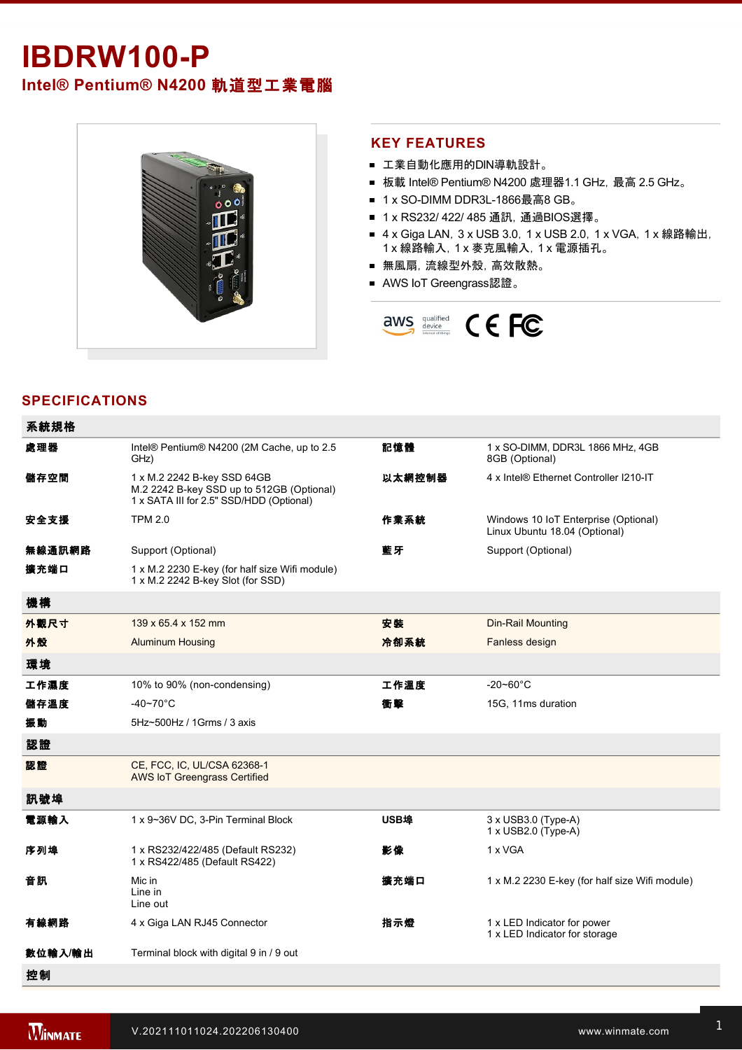# IBDRW100-P

## Intel® Pentium® N4200 軌道型工業電腦

## KEY FEATURES

- 工業自動化應用的DIN導軌設計。
- 板載 Intel® Pentium® N4200 處理器1.1 GHz，最高 2.5 GHz。
- 1 x SO-DIMM DDR3L-1866最高8 GB。
- 1 x RS232/ 422/ 485 通訊，通過BIOS選擇。
- 4 x Giga LAN，3 x USB 3.0，1 x USB 2.0，1 x VGA，1 x 線路輸出，1 x 線路輸入，1 x 麥克風輸入，1 x 電源插孔。
- 無風扇，流線型外殼，高效散熱。
- AWS IoT Greengrass認證。

## SPECIFICATIONS

| 系統規格 | | | |
|---|---|---|---|
| 處理器 | Intel® Pentium® N4200 (2M Cache, up to 2.5 GHz) | 記憶體 | 1 x SO-DIMM, DDR3L 1866 MHz, 4GB<br>8GB (Optional) |
| 儲存空間 | 1 x M.2 2242 B-key SSD 64GB<br>M.2 2242 B-key SSD up to 512GB (Optional)<br>1 x SATA III for 2.5" SSD/HDD (Optional) | 以太網控制器 | 4 x Intel® Ethernet Controller I210-IT |
| 安全支援 | TPM 2.0 | 作業系統 | Windows 10 IoT Enterprise (Optional)<br>Linux Ubuntu 18.04 (Optional) |
| 無線通訊網路 | Support (Optional) | 藍牙 | Support (Optional) |
| 擴充端口 | 1 x M.2 2230 E-key (for half size Wifi module)<br>1 x M.2 2242 B-key Slot (for SSD) | | |
| **機構** | | | |
| 外觀尺寸 | 139 x 65.4 x 152 mm | 安裝 | Din-Rail Mounting |
| 外殼 | Aluminum Housing | 冷卻系統 | Fanless design |
| **環境** | | | |
| 工作濕度 | 10% to 90% (non-condensing) | 工作溫度 | -20~60°C |
| 儲存溫度 | -40~70°C | 衝擊 | 15G, 11ms duration |
| 振動 | 5Hz~500Hz / 1Grms / 3 axis | | |
| **認證** | | | |
| 認證 | CE, FCC, IC, UL/CSA 62368-1<br>AWS IoT Greengrass Certified | | |
| **訊號埠** | | | |
| 電源輸入 | 1 x 9~36V DC, 3-Pin Terminal Block | USB埠 | 3 x USB3.0 (Type-A)<br>1 x USB2.0 (Type-A) |
| 序列埠 | 1 x RS232/422/485 (Default RS232)<br>1 x RS422/485 (Default RS422) | 影像 | 1 x VGA |
| 音訊 | Mic in<br>Line in<br>Line out | 擴充端口 | 1 x M.2 2230 E-key (for half size Wifi module) |
| 有線網路 | 4 x Giga LAN RJ45 Connector | 指示燈 | 1 x LED Indicator for power<br>1 x LED Indicator for storage |
| 數位輸入/輸出 | Terminal block with digital 9 in / 9 out | | |
| **控制** | | | |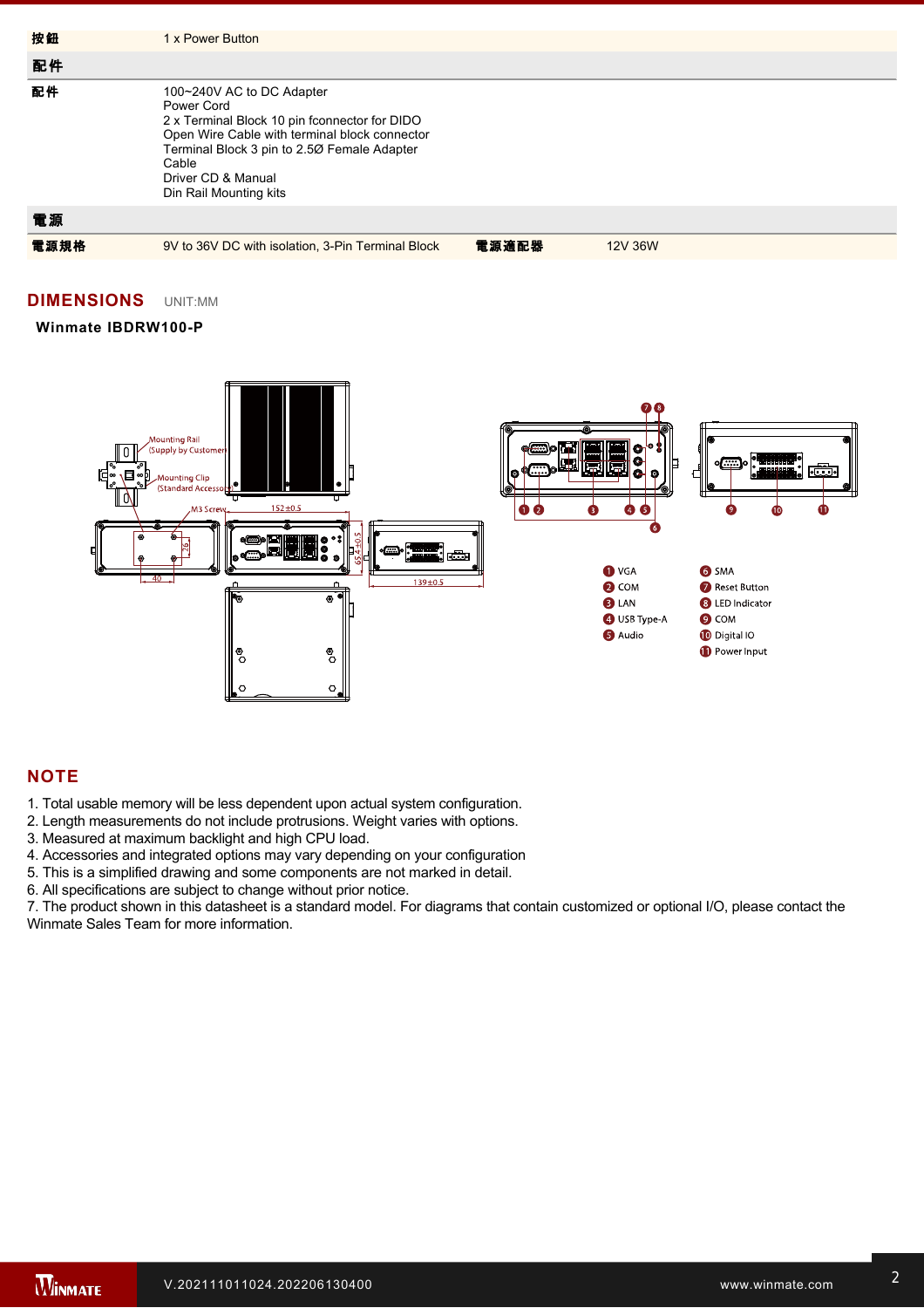| | | | |
|---|---|---|---|
| 按鈕 | 1 x Power Button | | |
| **配件** | | | |
| 配件 | 100~240V AC to DC Adapter<br>Power Cord<br>2 x Terminal Block 10 pin fconnector for DIDO<br>Open Wire Cable with terminal block connector<br>Terminal Block 3 pin to 2.5Ø Female Adapter Cable<br>Driver CD & Manual<br>Din Rail Mounting kits | | |
| **電源** | | | |
| 電源規格 | 9V to 36V DC with isolation, 3-Pin Terminal Block | 電源適配器 | 12V 36W |

## DIMENSIONS

UNIT:MM

**Winmate IBDRW100-P**

Mounting Rail (Supply by Customer)
Mounting Clip (Standard Accessory)
M3 Screw
152±0.5
65.4±0.5
26
40
139±0.5

1 VGA
2 COM
3 LAN
4 USB Type-A
5 Audio
6 SMA
7 Reset Button
8 LED Indicator
9 COM
10 Digital IO
11 Power Input

## NOTE

1. Total usable memory will be less dependent upon actual system configuration.
2. Length measurements do not include protrusions. Weight varies with options.
3. Measured at maximum backlight and high CPU load.
4. Accessories and integrated options may vary depending on your configuration
5. This is a simplified drawing and some components are not marked in detail.
6. All specifications are subject to change without prior notice.
7. The product shown in this datasheet is a standard model. For diagrams that contain customized or optional I/O, please contact the Winmate Sales Team for more information.